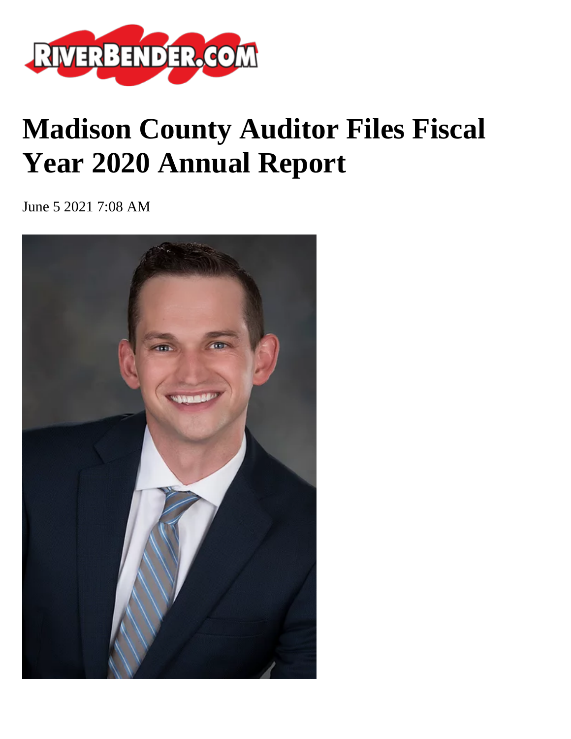# Madison County Auditor Files Fiscal Year 2020 Annual Report

June 5 2021 7:08 AM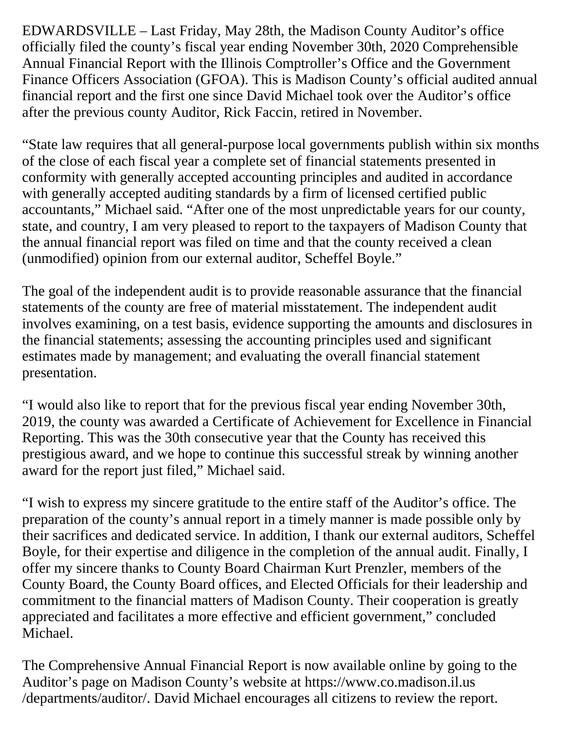EDWARDSVILLE – Last Friday, May 28th, the Madison County Auditor's office officially filed the county's fiscal year ending November 30th, 2020 Comprehensible Annual Financial Report with the Illinois Comptroller's Office and the Government Finance Officers Association (GFOA). This is Madison County's official audited annual financial report and the first one since David Michael took over the Auditor's office after the previous county Auditor, Rick Faccin, retired in November.

"State law requires that all general-purpose local governments publish within six months of the close of each fiscal year a complete set of financial statements presented in conformity with generally accepted accounting principles and audited in accordance with generally accepted auditing standards by a firm of licensed certified public accountants," Michael said. "After one of the most unpredictable years for our county, state, and country, I am very pleased to report to the taxpayers of Madison County that the annual financial report was filed on time and that the county received a clean (unmodified) opinion from our external auditor, Scheffel Boyle."

The goal of the independent audit is to provide reasonable assurance that the financial statements of the county are free of material misstatement. The independent audit involves examining, on a test basis, evidence supporting the amounts and disclosures in the financial statements; assessing the accounting principles used and significant estimates made by management; and evaluating the overall financial statement presentation.

"I would also like to report that for the previous fiscal year ending November 30th, 2019, the county was awarded a Certificate of Achievement for Excellence in Financial Reporting. This was the 30th consecutive year that the County has received this prestigious award, and we hope to continue this successful streak by winning another award for the report just filed," Michael said.

"I wish to express my sincere gratitude to the entire staff of the Auditor's office. The preparation of the county's annual report in a timely manner is made possible only by their sacrifices and dedicated service. In addition, I thank our external auditors, Scheffel Boyle, for their expertise and diligence in the completion of the annual audit. Finally, I offer my sincere thanks to County Board Chairman Kurt Prenzler, members of the County Board, the County Board offices, and Elected Officials for their leadership and commitment to the financial matters of Madison County. Their cooperation is greatly appreciated and facilitates a more effective and efficient government," concluded Michael.

The Comprehensive Annual Financial Report is now available online by going to the Auditor's page on Madison County's website at https://www.co.madison.il.us /departments/auditor/. David Michael encourages all citizens to review the report.